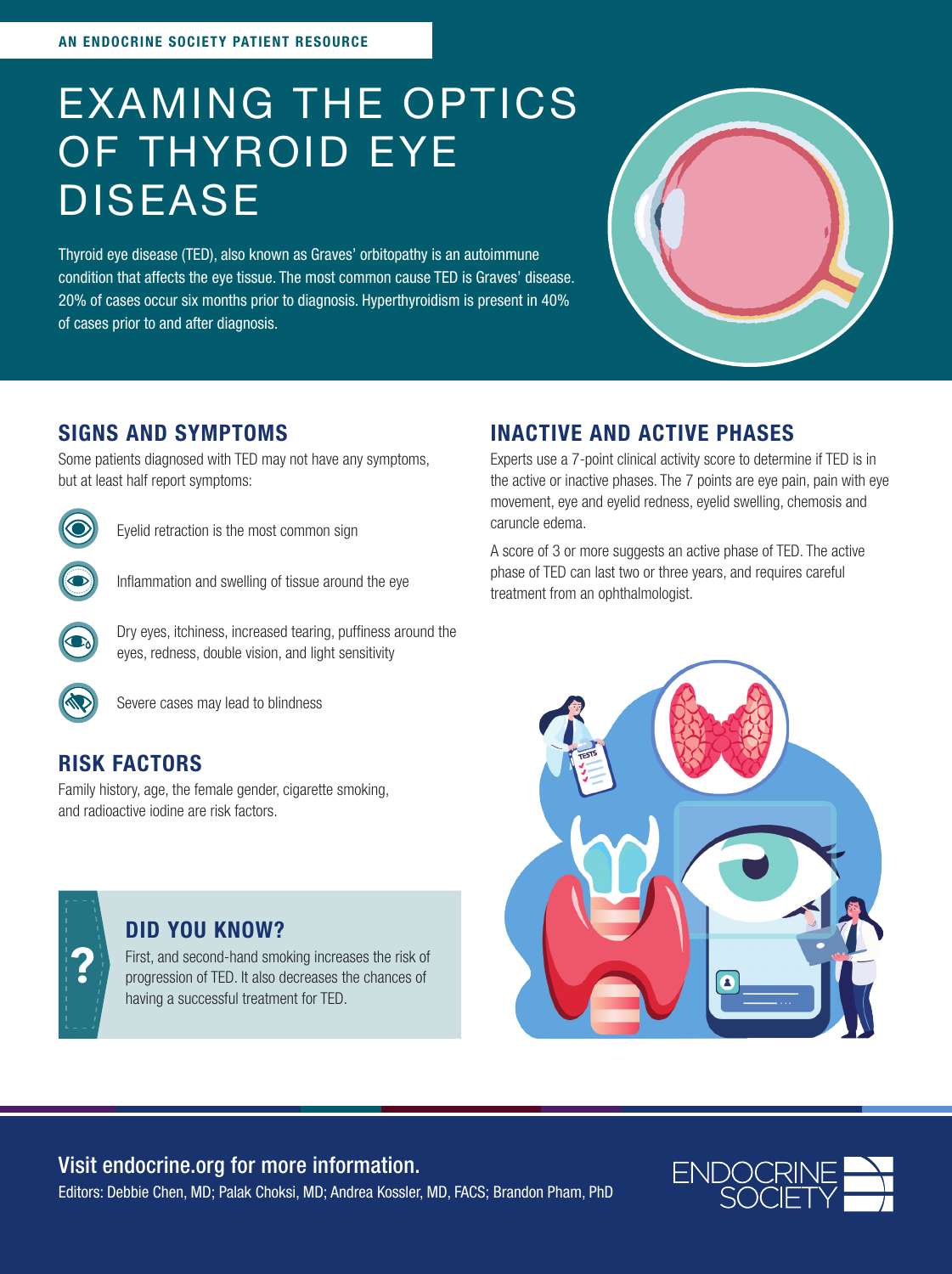AN ENDOCRINE SOCIETY PATIENT RESOURCE

# EXAMING THE OPTICS OF THYROID EYE DISEASE

Thyroid eye disease (TED), also known as Graves' orbitopathy is an autoimmune condition that affects the eye tissue. The most common cause TED is Graves' disease. 20% of cases occur six months prior to diagnosis. Hyperthyroidism is present in 40% of cases prior to and after diagnosis.

## SIGNS AND SYMPTOMS

Some patients diagnosed with TED may not have any symptoms, but at least half report symptoms:

- Eyelid retraction is the most common sign
- Inflammation and swelling of tissue around the eye
- Dry eyes, itchiness, increased tearing, puffiness around the eyes, redness, double vision, and light sensitivity
- Severe cases may lead to blindness

## RISK FACTORS

Family history, age, the female gender, cigarette smoking, and radioactive iodine are risk factors.

## DID YOU KNOW?

First, and second-hand smoking increases the risk of progression of TED. It also decreases the chances of having a successful treatment for TED.

## INACTIVE AND ACTIVE PHASES

Experts use a 7-point clinical activity score to determine if TED is in the active or inactive phases. The 7 points are eye pain, pain with eye movement, eye and eyelid redness, eyelid swelling, chemosis and caruncle edema.

A score of 3 or more suggests an active phase of TED. The active phase of TED can last two or three years, and requires careful treatment from an ophthalmologist.

Visit endocrine.org for more information.

Editors: Debbie Chen, MD; Palak Choksi, MD; Andrea Kossler, MD, FACS; Brandon Pham, PhD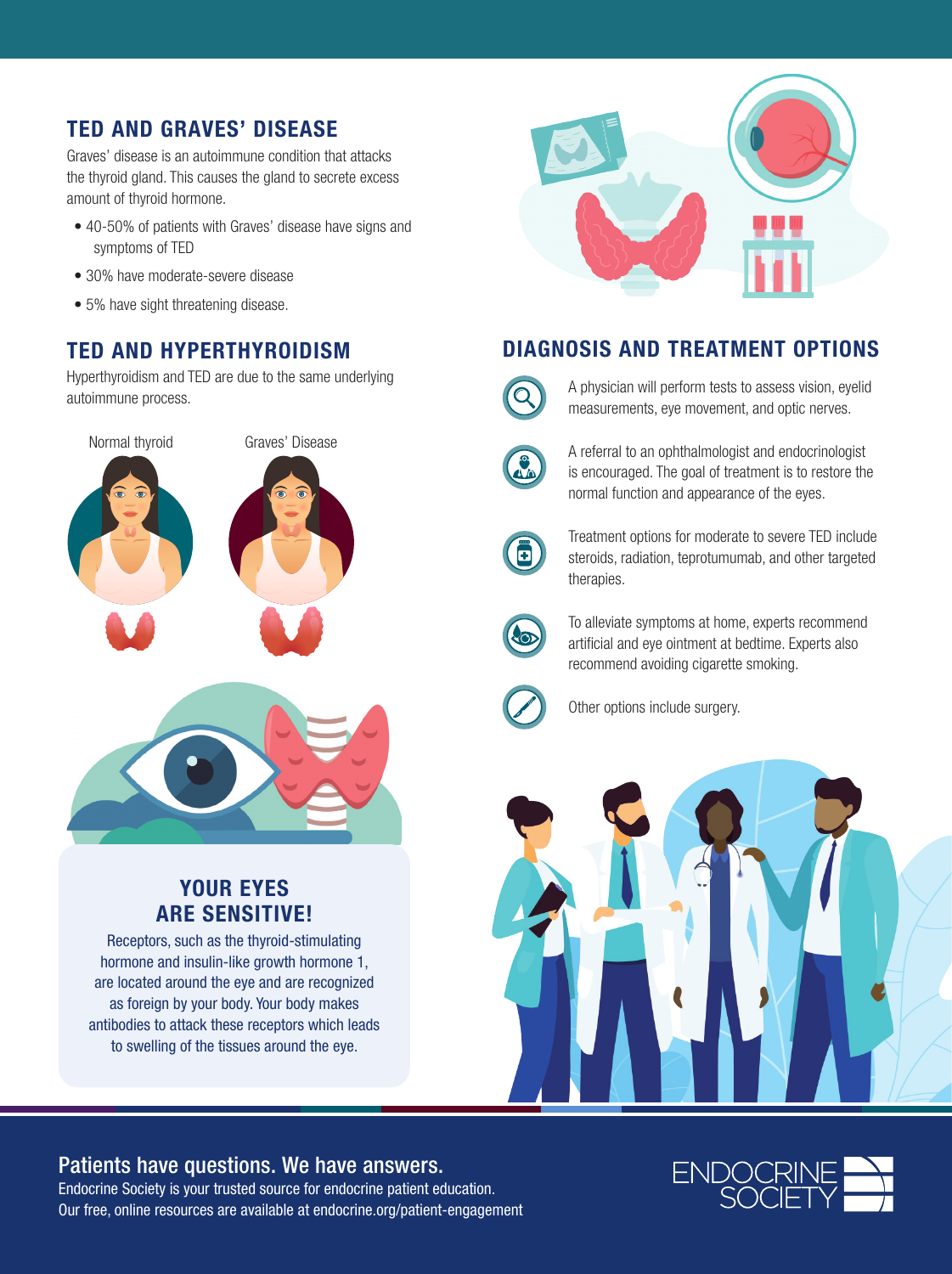## TED AND GRAVES' DISEASE

Graves' disease is an autoimmune condition that attacks the thyroid gland. This causes the gland to secrete excess amount of thyroid hormone.

- 40-50% of patients with Graves' disease have signs and symptoms of TED
- 30% have moderate-severe disease
- 5% have sight threatening disease.

## TED AND HYPERTHYROIDISM

Hyperthyroidism and TED are due to the same underlying autoimmune process.

Normal thyroid

Graves' Disease

## YOUR EYES ARE SENSITIVE!

Receptors, such as the thyroid-stimulating hormone and insulin-like growth hormone 1, are located around the eye and are recognized as foreign by your body. Your body makes antibodies to attack these receptors which leads to swelling of the tissues around the eye.

## DIAGNOSIS AND TREATMENT OPTIONS

A physician will perform tests to assess vision, eyelid measurements, eye movement, and optic nerves.

A referral to an ophthalmologist and endocrinologist is encouraged. The goal of treatment is to restore the normal function and appearance of the eyes.

Treatment options for moderate to severe TED include steroids, radiation, teprotumumab, and other targeted therapies.

To alleviate symptoms at home, experts recommend artificial and eye ointment at bedtime. Experts also recommend avoiding cigarette smoking.

Other options include surgery.

**Patients have questions. We have answers.**

Endocrine Society is your trusted source for endocrine patient education. Our free, online resources are available at endocrine.org/patient-engagement

ENDOCRINE SOCIETY